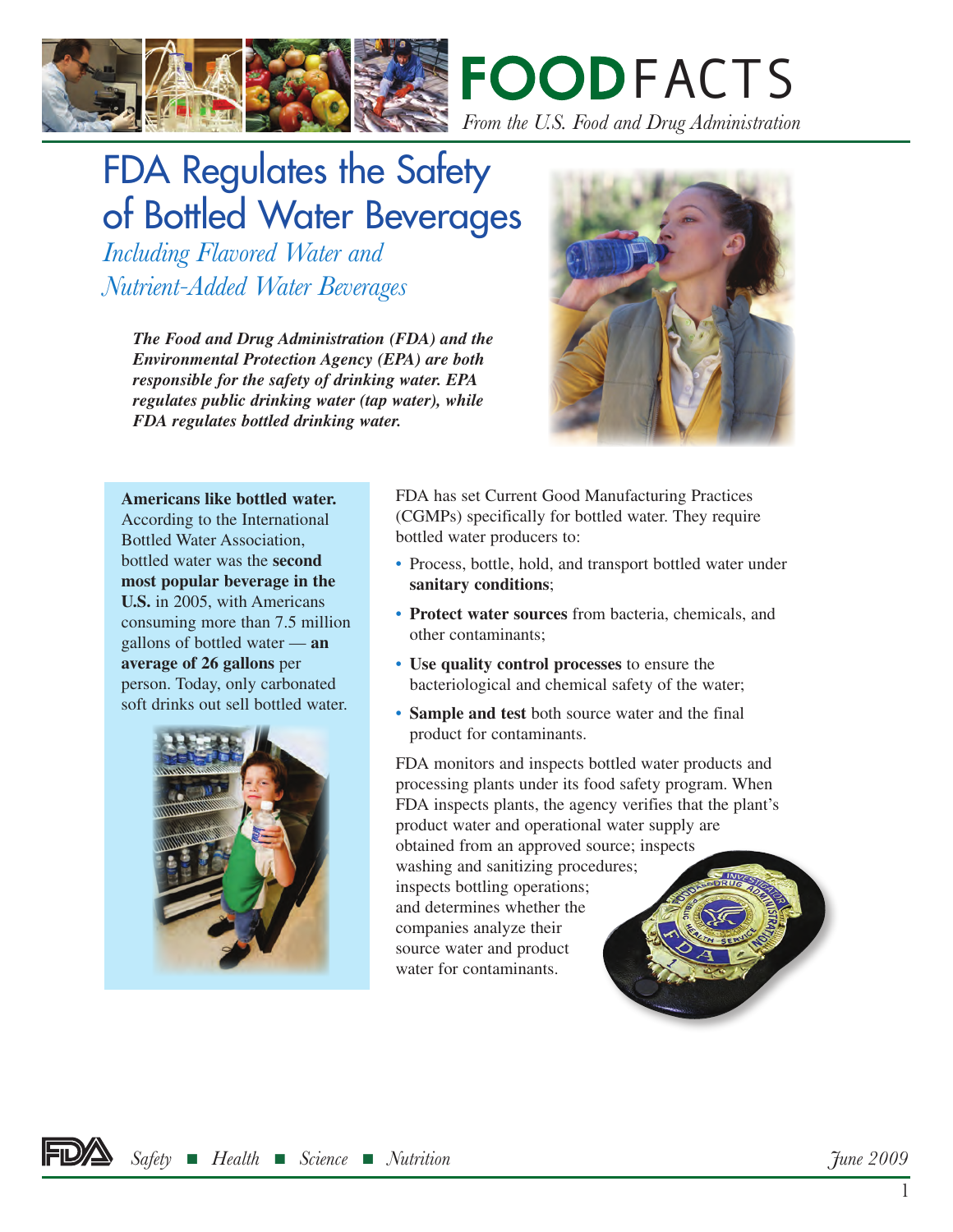**FOOD** FACTS

*From the U.S. Food and Drug Administration*

# FDA Regulates the Safety of Bottled Water Beverages

*Including Flavored Water and Nutrient-Added Water Beverages*

***The Food and Drug Administration (FDA) and the Environmental Protection Agency (EPA) are both responsible for the safety of drinking water. EPA regulates public drinking water (tap water), while FDA regulates bottled drinking water.***

**Americans like bottled water.** According to the International Bottled Water Association, bottled water was the **second most popular beverage in the U.S.** in 2005, with Americans consuming more than 7.5 million gallons of bottled water — **an average of 26 gallons** per person. Today, only carbonated soft drinks out sell bottled water.

FDA has set Current Good Manufacturing Practices (CGMPs) specifically for bottled water. They require bottled water producers to:

- Process, bottle, hold, and transport bottled water under **sanitary conditions**;
- **Protect water sources** from bacteria, chemicals, and other contaminants;
- **Use quality control processes** to ensure the bacteriological and chemical safety of the water;
- **Sample and test** both source water and the final product for contaminants.

FDA monitors and inspects bottled water products and processing plants under its food safety program. When FDA inspects plants, the agency verifies that the plant's product water and operational water supply are obtained from an approved source; inspects washing and sanitizing procedures; inspects bottling operations; and determines whether the companies analyze their source water and product water for contaminants.

*Safety ■ Health ■ Science ■ Nutrition* *June 2009*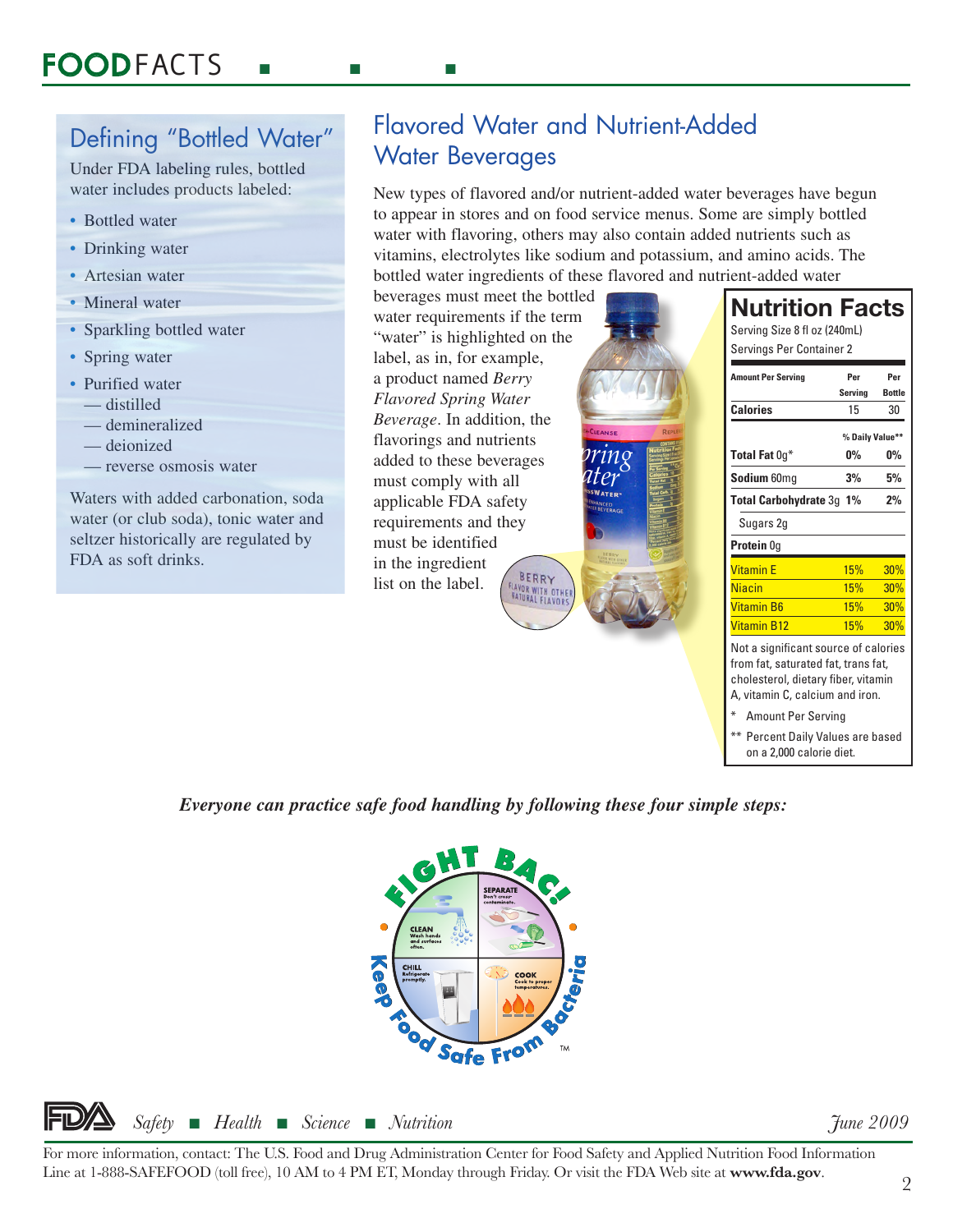## Defining "Bottled Water"

Under FDA labeling rules, bottled water includes products labeled:

- Bottled water
- Drinking water
- Artesian water
- Mineral water
- Sparkling bottled water
- Spring water
- Purified water
  - — distilled
  - — demineralized
  - — deionized
  - — reverse osmosis water

Waters with added carbonation, soda water (or club soda), tonic water and seltzer historically are regulated by FDA as soft drinks.

## Flavored Water and Nutrient-Added Water Beverages

New types of flavored and/or nutrient-added water beverages have begun to appear in stores and on food service menus. Some are simply bottled water with flavoring, others may also contain added nutrients such as vitamins, electrolytes like sodium and potassium, and amino acids. The bottled water ingredients of these flavored and nutrient-added water beverages must meet the bottled water requirements if the term "water" is highlighted on the label, as in, for example, a product named *Berry Flavored Spring Water Beverage*. In addition, the flavorings and nutrients added to these beverages must comply with all applicable FDA safety requirements and they must be identified in the ingredient list on the label.

BERRY FLAVOR WITH OTHER NATURAL FLAVORS

**Nutrition Facts**

Serving Size 8 fl oz (240mL)

Servings Per Container 2

| Amount Per Serving | Per Serving | Per Bottle |
|---|---|---|
| **Calories** | 15 | 30 |
| | % Daily Value** | |
| **Total Fat** 0g* | 0% | 0% |
| **Sodium** 60mg | 3% | 5% |
| **Total Carbohydrate** 3g | 1% | 2% |
| Sugars 2g | | |
| **Protein** 0g | | |
| Vitamin E | 15% | 30% |
| Niacin | 15% | 30% |
| Vitamin B6 | 15% | 30% |
| Vitamin B12 | 15% | 30% |

Not a significant source of calories from fat, saturated fat, trans fat, cholesterol, dietary fiber, vitamin A, vitamin C, calcium and iron.

\* Amount Per Serving

\** Percent Daily Values are based on a 2,000 calorie diet.

***Everyone can practice safe food handling by following these four simple steps:***

FIGHT BAC! Keep Food Safe From Bacteria™

CLEAN Wash hands and surfaces often.

SEPARATE Don't cross-contaminate.

CHILL Refrigerate promptly.

COOK Cook to proper temperatures.

*Safety ■ Health ■ Science ■ Nutrition* *June 2009*

For more information, contact: The U.S. Food and Drug Administration Center for Food Safety and Applied Nutrition Food Information Line at 1-888-SAFEFOOD (toll free), 10 AM to 4 PM ET, Monday through Friday. Or visit the FDA Web site at **www.fda.gov**.